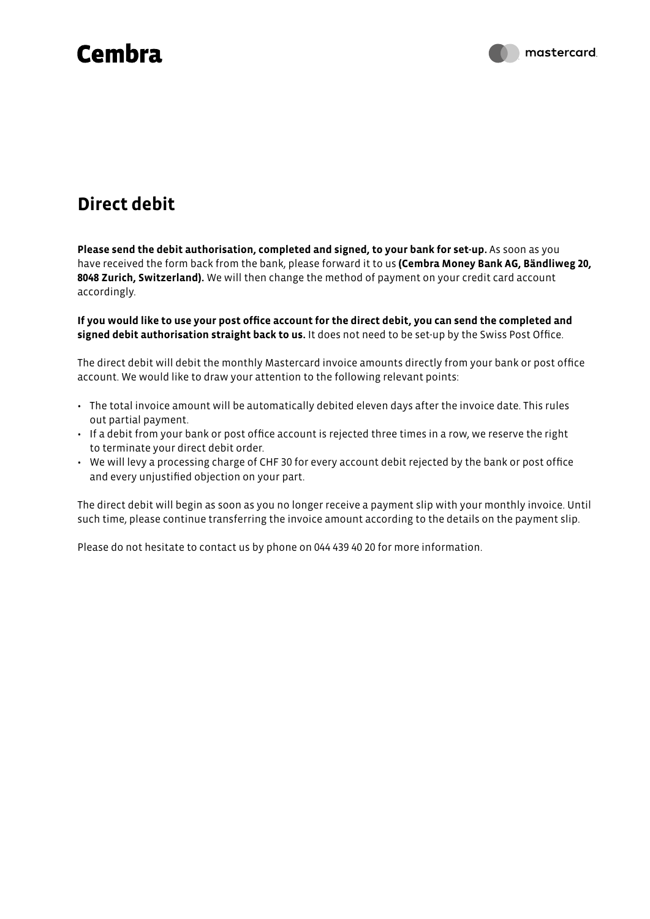Cembra

mastercard

# Direct debit

**Please send the debit authorisation, completed and signed, to your bank for set-up.** As soon as you have received the form back from the bank, please forward it to us **(Cembra Money Bank AG, Bändliweg 20, 8048 Zurich, Switzerland).** We will then change the method of payment on your credit card account accordingly.

**If you would like to use your post office account for the direct debit, you can send the completed and signed debit authorisation straight back to us.** It does not need to be set-up by the Swiss Post Office.

The direct debit will debit the monthly Mastercard invoice amounts directly from your bank or post office account. We would like to draw your attention to the following relevant points:

- The total invoice amount will be automatically debited eleven days after the invoice date. This rules out partial payment.
- If a debit from your bank or post office account is rejected three times in a row, we reserve the right to terminate your direct debit order.
- We will levy a processing charge of CHF 30 for every account debit rejected by the bank or post office and every unjustified objection on your part.

The direct debit will begin as soon as you no longer receive a payment slip with your monthly invoice. Until such time, please continue transferring the invoice amount according to the details on the payment slip.

Please do not hesitate to contact us by phone on 044 439 40 20 for more information.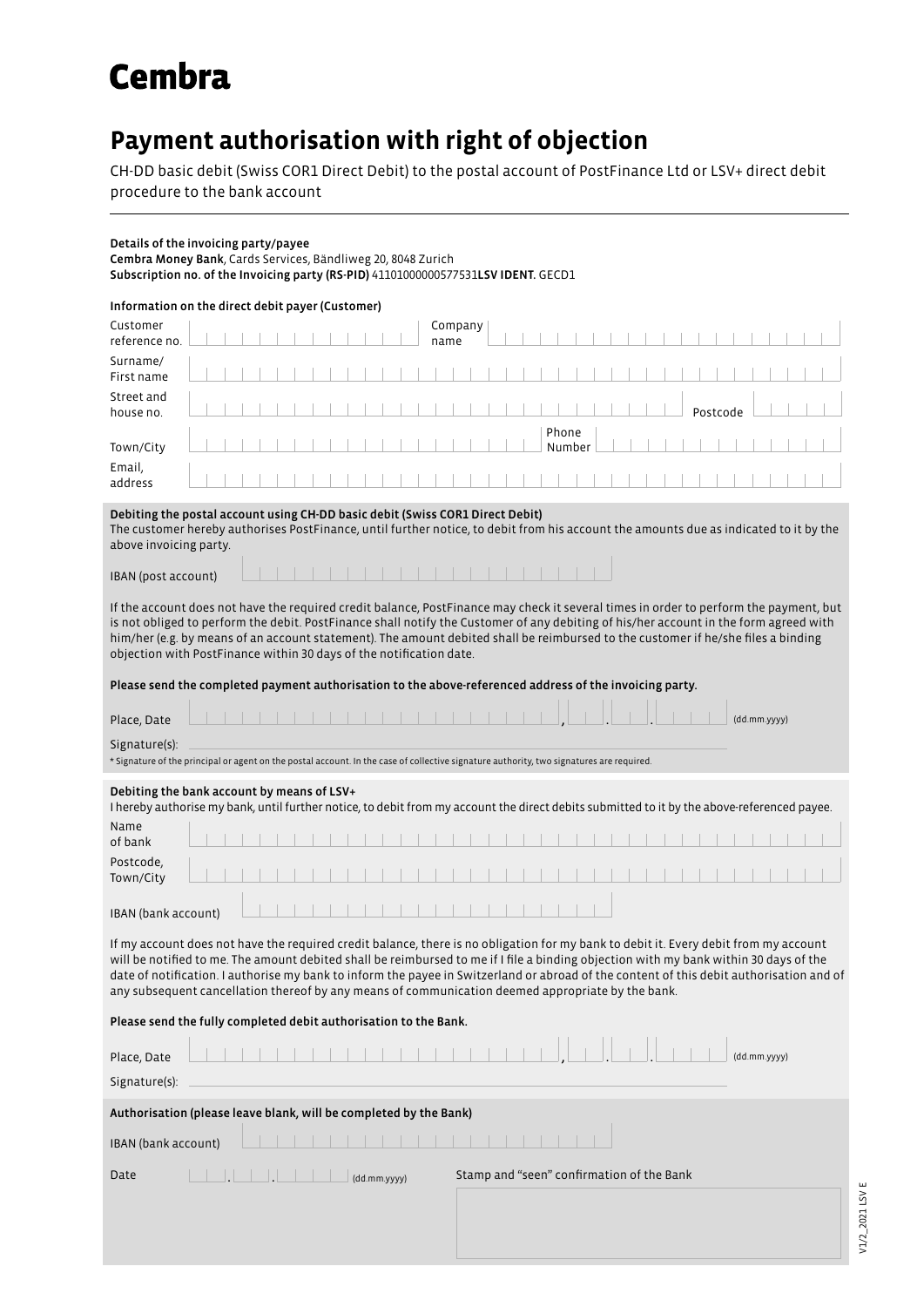# Cembra

## Payment authorisation with right of objection

CH-DD basic debit (Swiss COR1 Direct Debit) to the postal account of PostFinance Ltd or LSV+ direct debit procedure to the bank account

**Details of the invoicing party/payee**
**Cembra Money Bank**, Cards Services, Bändliweg 20, 8048 Zurich
**Subscription no. of the Invoicing party (RS-PID)** 41101000000577531**LSV IDENT.** GECD1

**Information on the direct debit payer (Customer)**

Customer reference no. ______ Company name ______

Surname/ First name ______

Street and house no. ______ Postcode ______

Town/City ______ Phone Number ______

Email, address ______

**Debiting the postal account using CH-DD basic debit (Swiss COR1 Direct Debit)**
The customer hereby authorises PostFinance, until further notice, to debit from his account the amounts due as indicated to it by the above invoicing party.

IBAN (post account) ______

If the account does not have the required credit balance, PostFinance may check it several times in order to perform the payment, but is not obliged to perform the debit. PostFinance shall notify the Customer of any debiting of his/her account in the form agreed with him/her (e.g. by means of an account statement). The amount debited shall be reimbursed to the customer if he/she files a binding objection with PostFinance within 30 days of the notification date.

**Please send the completed payment authorisation to the above-referenced address of the invoicing party.**

Place, Date ______ , __ . __ . ____ (dd.mm.yyyy)

Signature(s): ______

* Signature of the principal or agent on the postal account. In the case of collective signature authority, two signatures are required.

**Debiting the bank account by means of LSV+**
I hereby authorise my bank, until further notice, to debit from my account the direct debits submitted to it by the above-referenced payee.

Name of bank ______

Postcode, Town/City ______

IBAN (bank account) ______

If my account does not have the required credit balance, there is no obligation for my bank to debit it. Every debit from my account will be notified to me. The amount debited shall be reimbursed to me if I file a binding objection with my bank within 30 days of the date of notification. I authorise my bank to inform the payee in Switzerland or abroad of the content of this debit authorisation and of any subsequent cancellation thereof by any means of communication deemed appropriate by the bank.

**Please send the fully completed debit authorisation to the Bank.**

Place, Date ______ , __ . __ . ____ (dd.mm.yyyy)

Signature(s): ______

**Authorisation (please leave blank, will be completed by the Bank)**

IBAN (bank account) ______

Date __ . __ . ____ (dd.mm.yyyy) Stamp and "seen" confirmation of the Bank

V1/2_2021 LSV E